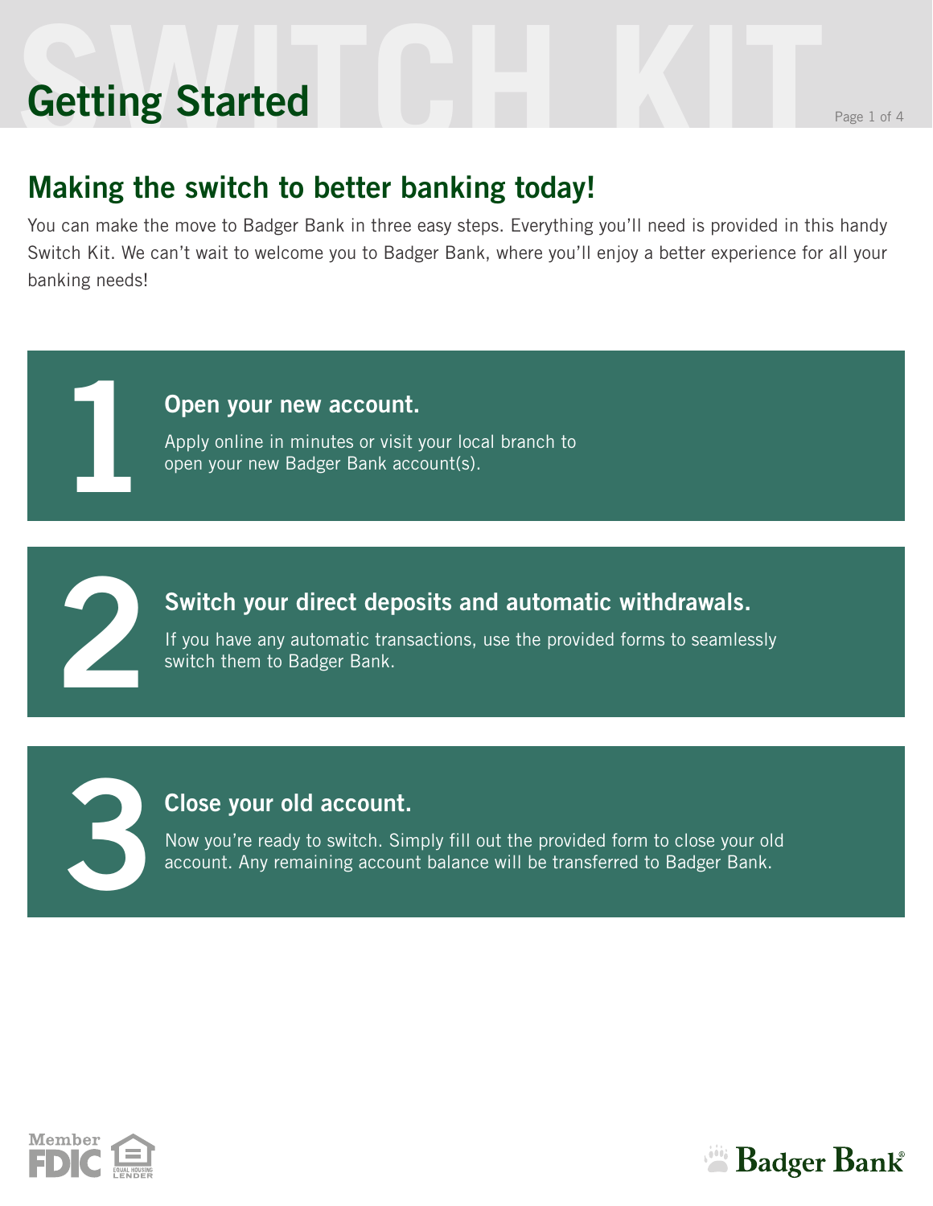# Getting Started

## Making the switch to better banking today!

You can make the move to Badger Bank in three easy steps. Everything you'll need is provided in this handy Switch Kit. We can't wait to welcome you to Badger Bank, where you'll enjoy a better experience for all your banking needs!

### 1 Open your new account.

Apply online in minutes or visit your local branch to open your new Badger Bank account(s).

### 2 Switch your direct deposits and automatic withdrawals.

If you have any automatic transactions, use the provided forms to seamlessly switch them to Badger Bank.

### 3 Close your old account.

Now you're ready to switch. Simply fill out the provided form to close your old account. Any remaining account balance will be transferred to Badger Bank.

Member FDIC | Equal Housing Lender

Badger Bank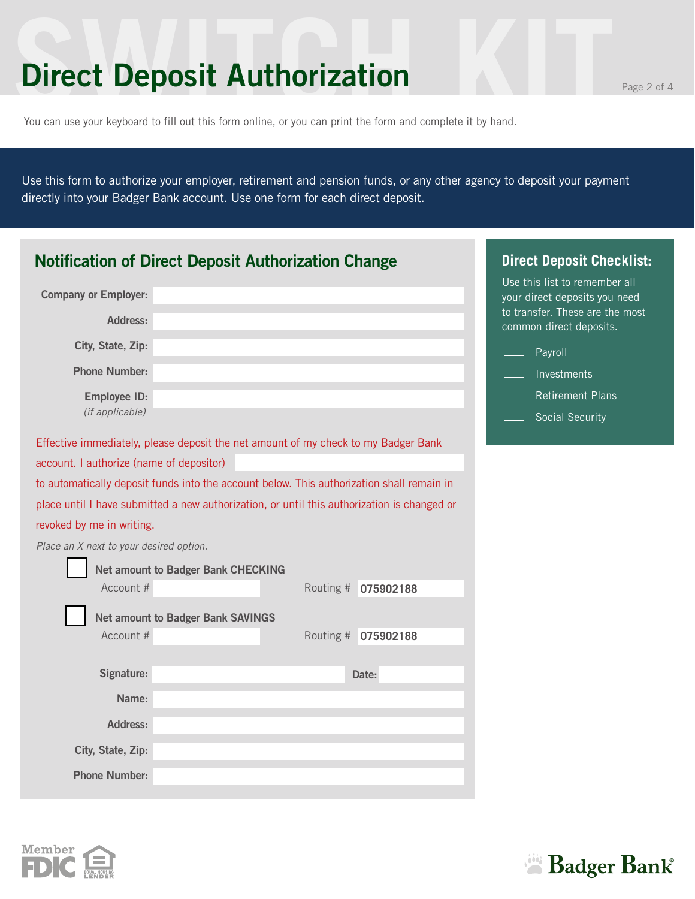# Direct Deposit Authorization

You can use your keyboard to fill out this form online, or you can print the form and complete it by hand.

Use this form to authorize your employer, retirement and pension funds, or any other agency to deposit your payment directly into your Badger Bank account. Use one form for each direct deposit.

## Notification of Direct Deposit Authorization Change

**Company or Employer:** ____________________

**Address:** ____________________

**City, State, Zip:** ____________________

**Phone Number:** ____________________

**Employee ID:** ____________________
*(if applicable)*

Effective immediately, please deposit the net amount of my check to my Badger Bank account. I authorize (name of depositor) ____________________ to automatically deposit funds into the account below. This authorization shall remain in place until I have submitted a new authorization, or until this authorization is changed or revoked by me in writing.

*Place an X next to your desired option.*

☐ **Net amount to Badger Bank CHECKING**
Account # ____________ Routing # **075902188**

☐ **Net amount to Badger Bank SAVINGS**
Account # ____________ Routing # **075902188**

**Signature:** ____________________ **Date:** ____________

**Name:** ____________________

**Address:** ____________________

**City, State, Zip:** ____________________

**Phone Number:** ____________________

## Direct Deposit Checklist:

Use this list to remember all your direct deposits you need to transfer. These are the most common direct deposits.

- ____ Payroll
- ____ Investments
- ____ Retirement Plans
- ____ Social Security

Member FDIC | Equal Housing Lender

Badger Bank®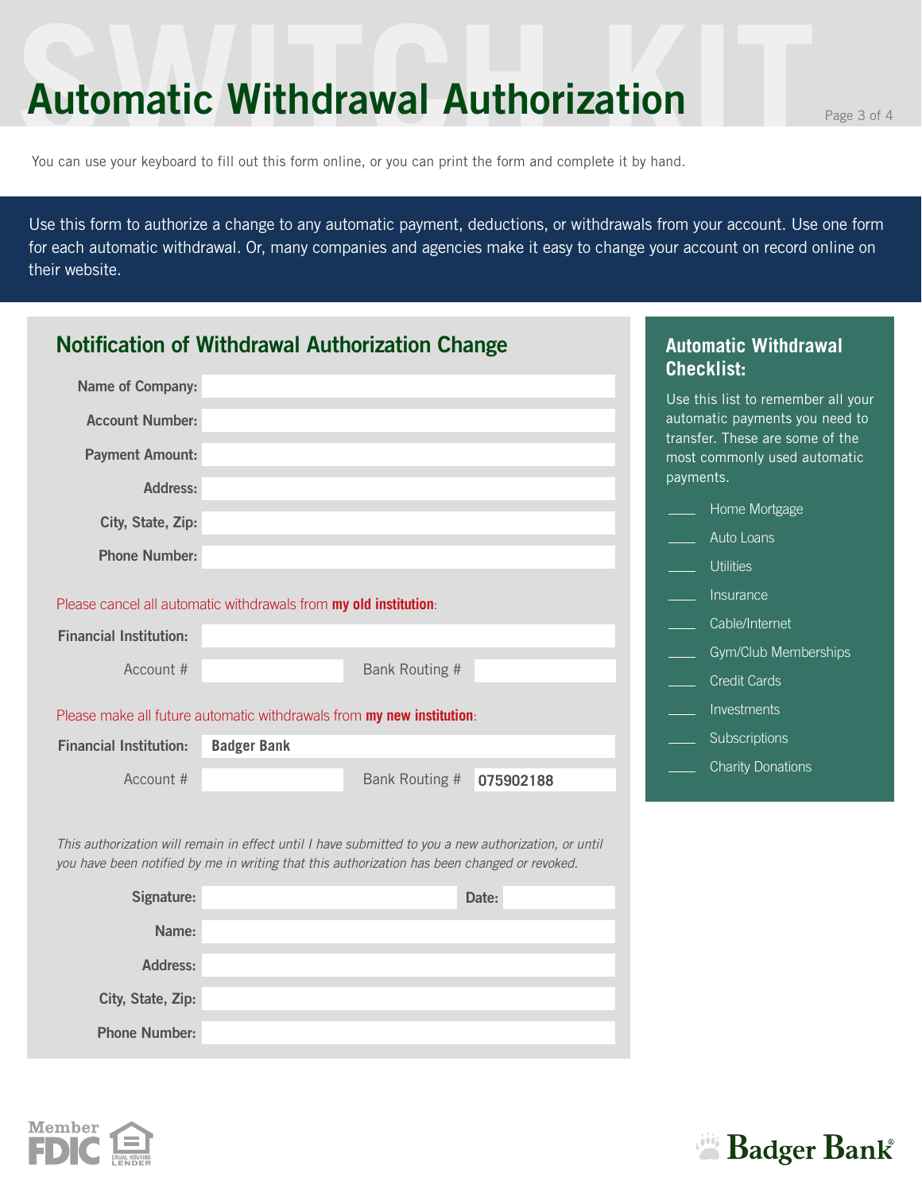# Automatic Withdrawal Authorization

You can use your keyboard to fill out this form online, or you can print the form and complete it by hand.

Use this form to authorize a change to any automatic payment, deductions, or withdrawals from your account. Use one form for each automatic withdrawal. Or, many companies and agencies make it easy to change your account on record online on their website.

## Notification of Withdrawal Authorization Change

**Name of Company:** 

**Account Number:** 

**Payment Amount:** 

**Address:** 

**City, State, Zip:** 

**Phone Number:** 

Please cancel all automatic withdrawals from **my old institution**:

**Financial Institution:** 

Account # | Bank Routing # 

Please make all future automatic withdrawals from **my new institution**:

**Financial Institution:** **Badger Bank**

Account # | Bank Routing # **075902188**

*This authorization will remain in effect until I have submitted to you a new authorization, or until you have been notified by me in writing that this authorization has been changed or revoked.*

**Signature:** | **Date:** 

**Name:** 

**Address:** 

**City, State, Zip:** 

**Phone Number:** 

## Automatic Withdrawal Checklist:

Use this list to remember all your automatic payments you need to transfer. These are some of the most commonly used automatic payments.

- ____ Home Mortgage
- ____ Auto Loans
- ____ Utilities
- ____ Insurance
- ____ Cable/Internet
- ____ Gym/Club Memberships
- ____ Credit Cards
- ____ Investments
- ____ Subscriptions
- ____ Charity Donations

Member FDIC | Equal Housing Lender

Badger Bank®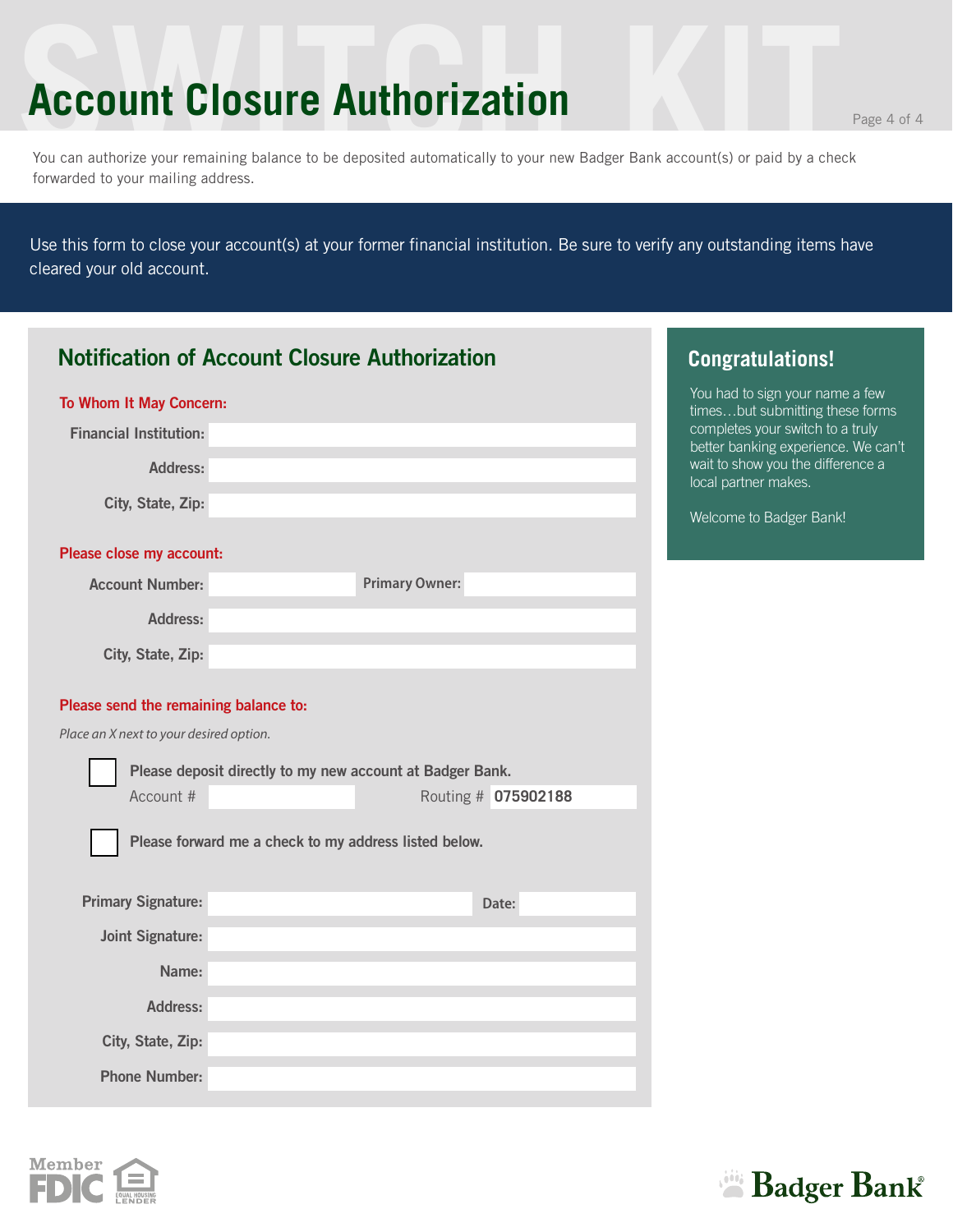# Account Closure Authorization

You can authorize your remaining balance to be deposited automatically to your new Badger Bank account(s) or paid by a check forwarded to your mailing address.

Use this form to close your account(s) at your former financial institution. Be sure to verify any outstanding items have cleared your old account.

## Notification of Account Closure Authorization

**To Whom It May Concern:**

**Financial Institution:** ______________________

**Address:** ______________________

**City, State, Zip:** ______________________

**Please close my account:**

**Account Number:** ______________ **Primary Owner:** ______________

**Address:** ______________________

**City, State, Zip:** ______________________

**Please send the remaining balance to:**

*Place an X next to your desired option.*

☐ **Please deposit directly to my new account at Badger Bank.**
Account # ______________ Routing # **075902188**

☐ **Please forward me a check to my address listed below.**

**Primary Signature:** ______________________ **Date:** __________

**Joint Signature:** ______________________

**Name:** ______________________

**Address:** ______________________

**City, State, Zip:** ______________________

**Phone Number:** ______________________

## Congratulations!

You had to sign your name a few times…but submitting these forms completes your switch to a truly better banking experience. We can't wait to show you the difference a local partner makes.

Welcome to Badger Bank!

Member FDIC

Equal Housing Lender

Badger Bank®